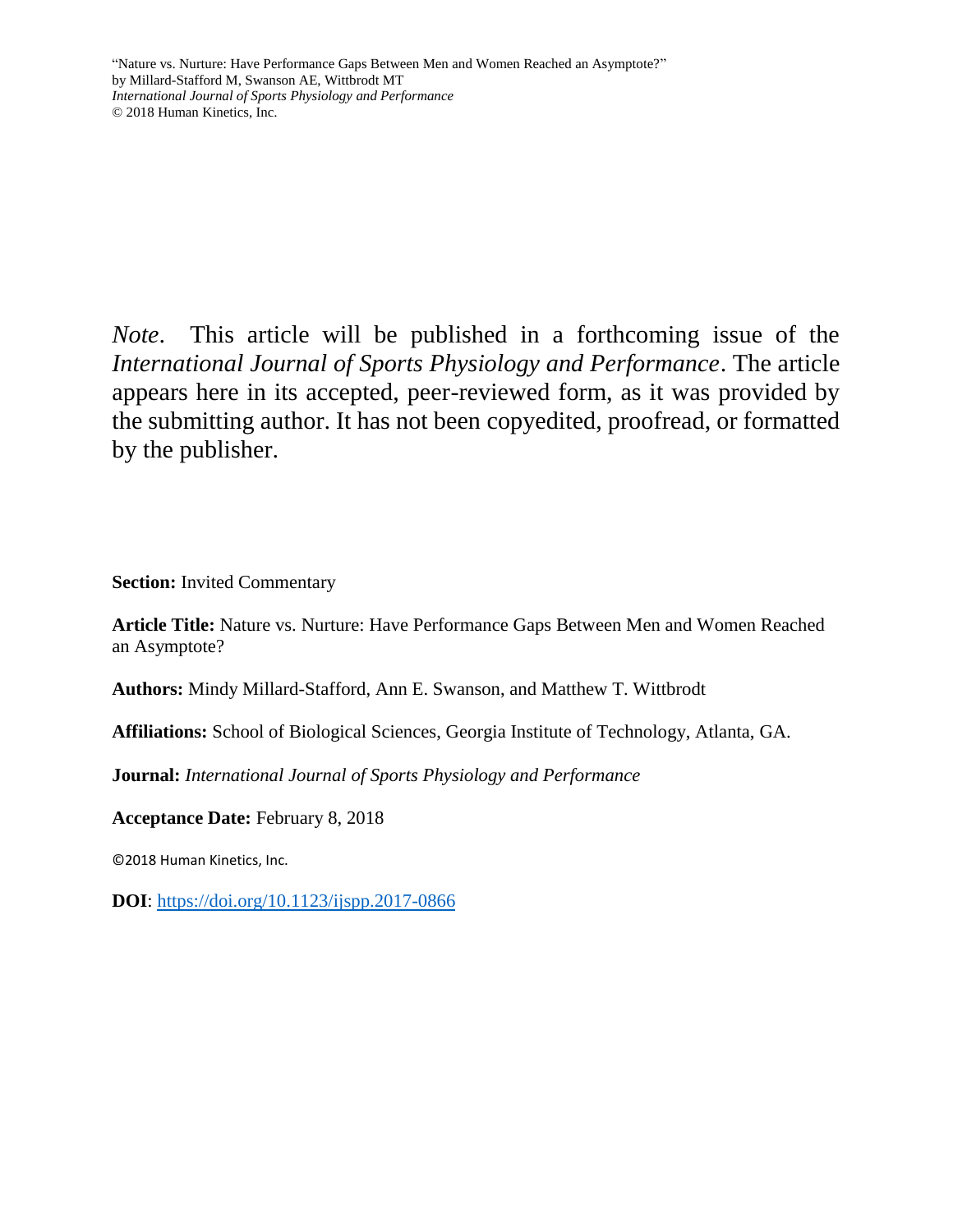*Note*. This article will be published in a forthcoming issue of the *International Journal of Sports Physiology and Performance*. The article appears here in its accepted, peer-reviewed form, as it was provided by the submitting author. It has not been copyedited, proofread, or formatted by the publisher.

**Section:** Invited Commentary

**Article Title:** Nature vs. Nurture: Have Performance Gaps Between Men and Women Reached an Asymptote?

**Authors:** Mindy Millard-Stafford, Ann E. Swanson, and Matthew T. Wittbrodt

**Affiliations:** School of Biological Sciences, Georgia Institute of Technology, Atlanta, GA.

**Journal:** *International Journal of Sports Physiology and Performance*

**Acceptance Date:** February 8, 2018

©2018 Human Kinetics, Inc.

**DOI**: https://doi.org/10.1123/ijspp.2017-0866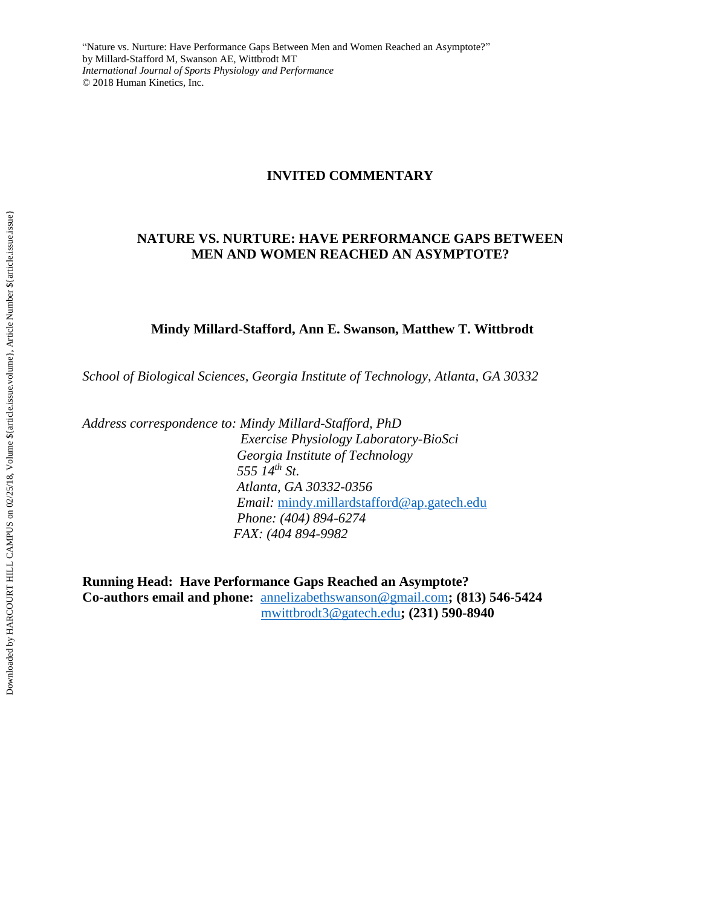"Nature vs. Nurture: Have Performance Gaps Between Men and Women Reached an Asymptote?"
by Millard-Stafford M, Swanson AE, Wittbrodt MT
*International Journal of Sports Physiology and Performance*
© 2018 Human Kinetics, Inc.

**INVITED COMMENTARY**

# NATURE VS. NURTURE: HAVE PERFORMANCE GAPS BETWEEN MEN AND WOMEN REACHED AN ASYMPTOTE?

**Mindy Millard-Stafford, Ann E. Swanson, Matthew T. Wittbrodt**

*School of Biological Sciences, Georgia Institute of Technology, Atlanta, GA 30332*

*Address correspondence to: Mindy Millard-Stafford, PhD*
*Exercise Physiology Laboratory-BioSci*
*Georgia Institute of Technology*
*555 14th St.*
*Atlanta, GA 30332-0356*
*Email:* mindy.millardstafford@ap.gatech.edu
*Phone: (404) 894-6274*
*FAX: (404 894-9982*

**Running Head: Have Performance Gaps Reached an Asymptote?**
**Co-authors email and phone:** annelizabethswanson@gmail.com**; (813) 546-5424**
mwittbrodt3@gatech.edu**; (231) 590-8940**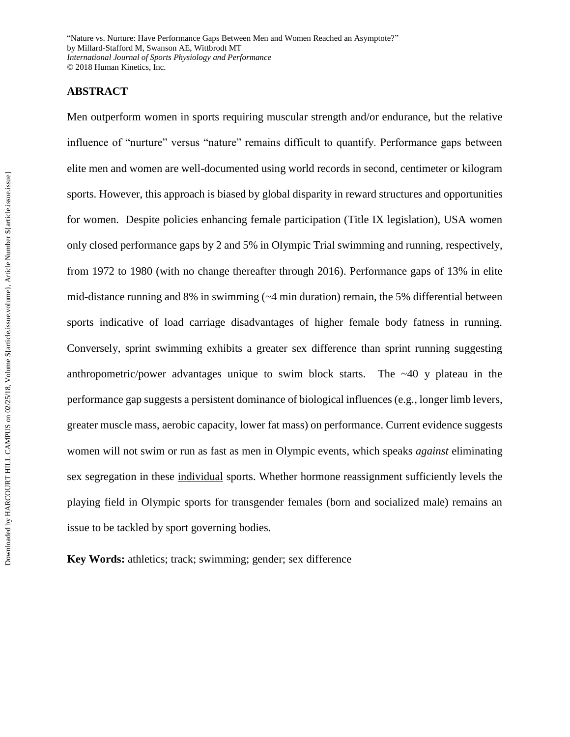## ABSTRACT

Men outperform women in sports requiring muscular strength and/or endurance, but the relative influence of "nurture" versus "nature" remains difficult to quantify. Performance gaps between elite men and women are well-documented using world records in second, centimeter or kilogram sports. However, this approach is biased by global disparity in reward structures and opportunities for women. Despite policies enhancing female participation (Title IX legislation), USA women only closed performance gaps by 2 and 5% in Olympic Trial swimming and running, respectively, from 1972 to 1980 (with no change thereafter through 2016). Performance gaps of 13% in elite mid-distance running and 8% in swimming (~4 min duration) remain, the 5% differential between sports indicative of load carriage disadvantages of higher female body fatness in running. Conversely, sprint swimming exhibits a greater sex difference than sprint running suggesting anthropometric/power advantages unique to swim block starts. The ~40 y plateau in the performance gap suggests a persistent dominance of biological influences (e.g., longer limb levers, greater muscle mass, aerobic capacity, lower fat mass) on performance. Current evidence suggests women will not swim or run as fast as men in Olympic events, which speaks *against* eliminating sex segregation in these individual sports. Whether hormone reassignment sufficiently levels the playing field in Olympic sports for transgender females (born and socialized male) remains an issue to be tackled by sport governing bodies.

**Key Words:** athletics; track; swimming; gender; sex difference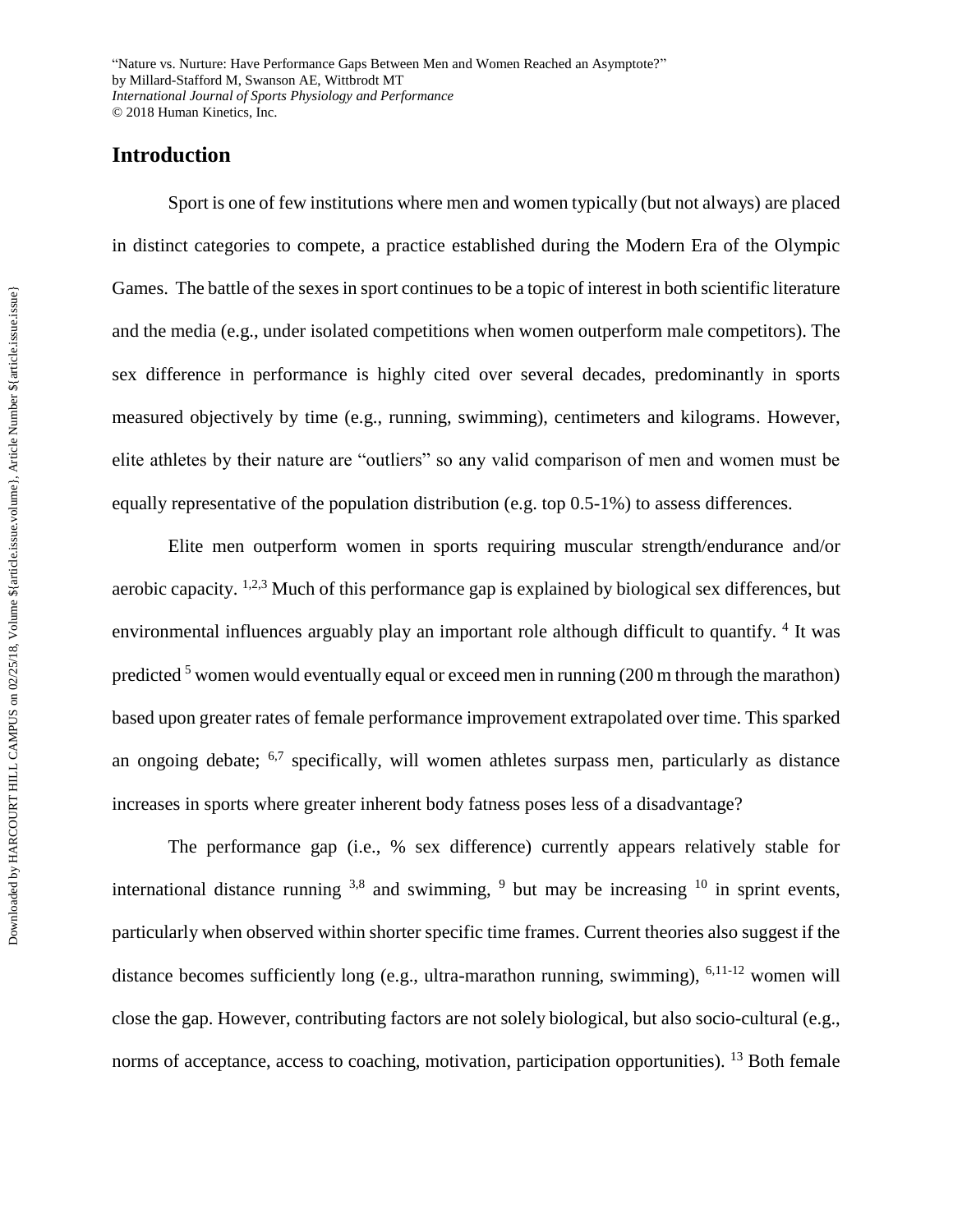## Introduction

Sport is one of few institutions where men and women typically (but not always) are placed in distinct categories to compete, a practice established during the Modern Era of the Olympic Games. The battle of the sexes in sport continues to be a topic of interest in both scientific literature and the media (e.g., under isolated competitions when women outperform male competitors). The sex difference in performance is highly cited over several decades, predominantly in sports measured objectively by time (e.g., running, swimming), centimeters and kilograms. However, elite athletes by their nature are "outliers" so any valid comparison of men and women must be equally representative of the population distribution (e.g. top 0.5-1%) to assess differences.

Elite men outperform women in sports requiring muscular strength/endurance and/or aerobic capacity. [1,2,3] Much of this performance gap is explained by biological sex differences, but environmental influences arguably play an important role although difficult to quantify. [4] It was predicted [5] women would eventually equal or exceed men in running (200 m through the marathon) based upon greater rates of female performance improvement extrapolated over time. This sparked an ongoing debate; [6,7] specifically, will women athletes surpass men, particularly as distance increases in sports where greater inherent body fatness poses less of a disadvantage?

The performance gap (i.e., % sex difference) currently appears relatively stable for international distance running [3,8] and swimming, [9] but may be increasing [10] in sprint events, particularly when observed within shorter specific time frames. Current theories also suggest if the distance becomes sufficiently long (e.g., ultra-marathon running, swimming), [6,11-12] women will close the gap. However, contributing factors are not solely biological, but also socio-cultural (e.g., norms of acceptance, access to coaching, motivation, participation opportunities). [13] Both female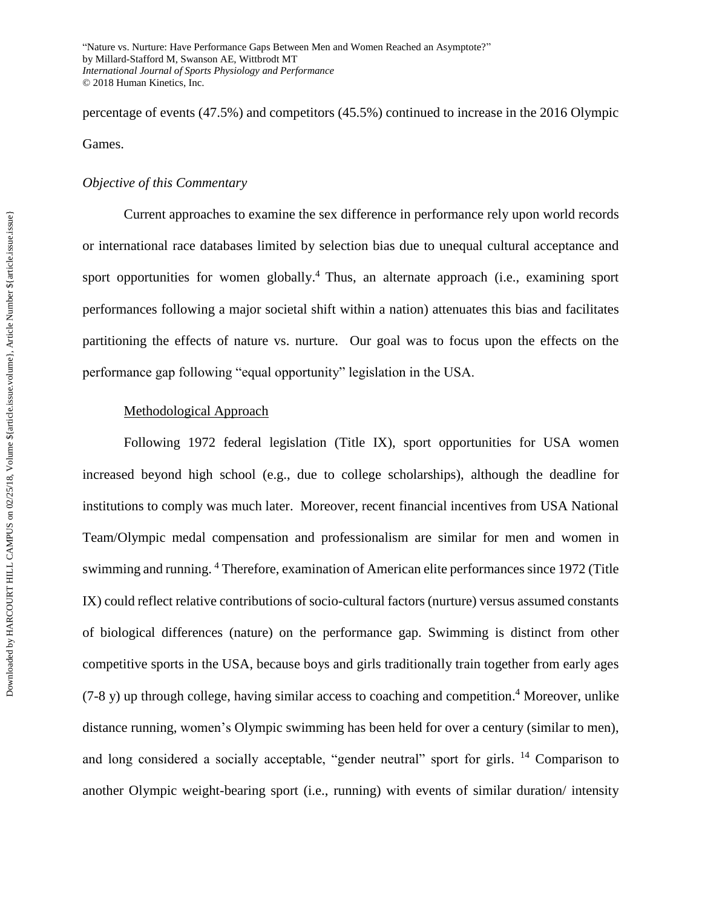percentage of events (47.5%) and competitors (45.5%) continued to increase in the 2016 Olympic Games.

*Objective of this Commentary*

Current approaches to examine the sex difference in performance rely upon world records or international race databases limited by selection bias due to unequal cultural acceptance and sport opportunities for women globally.[4] Thus, an alternate approach (i.e., examining sport performances following a major societal shift within a nation) attenuates this bias and facilitates partitioning the effects of nature vs. nurture. Our goal was to focus upon the effects on the performance gap following "equal opportunity" legislation in the USA.

Methodological Approach

Following 1972 federal legislation (Title IX), sport opportunities for USA women increased beyond high school (e.g., due to college scholarships), although the deadline for institutions to comply was much later. Moreover, recent financial incentives from USA National Team/Olympic medal compensation and professionalism are similar for men and women in swimming and running. [4] Therefore, examination of American elite performances since 1972 (Title IX) could reflect relative contributions of socio-cultural factors (nurture) versus assumed constants of biological differences (nature) on the performance gap. Swimming is distinct from other competitive sports in the USA, because boys and girls traditionally train together from early ages (7-8 y) up through college, having similar access to coaching and competition.[4] Moreover, unlike distance running, women's Olympic swimming has been held for over a century (similar to men), and long considered a socially acceptable, "gender neutral" sport for girls. [14] Comparison to another Olympic weight-bearing sport (i.e., running) with events of similar duration/ intensity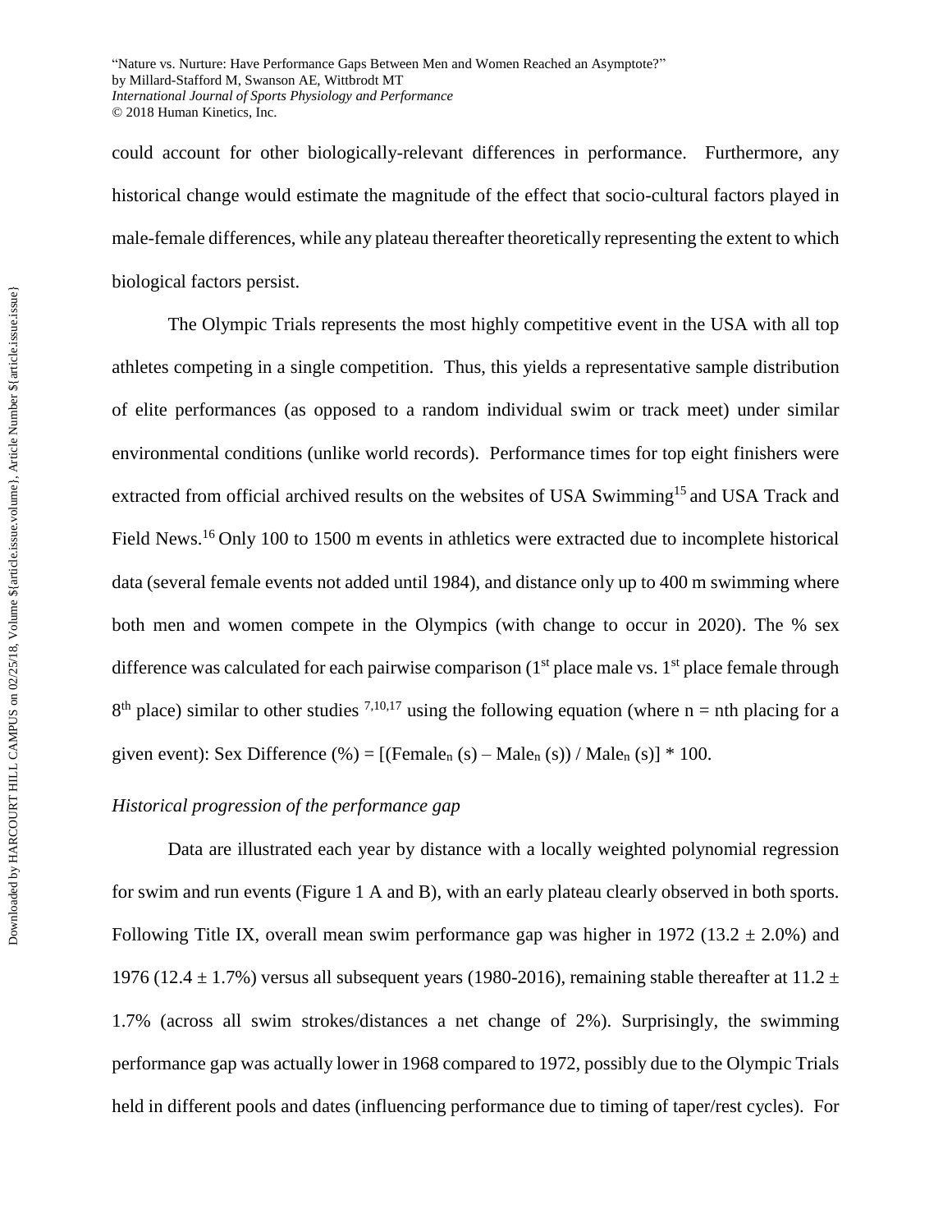could account for other biologically-relevant differences in performance. Furthermore, any historical change would estimate the magnitude of the effect that socio-cultural factors played in male-female differences, while any plateau thereafter theoretically representing the extent to which biological factors persist.

The Olympic Trials represents the most highly competitive event in the USA with all top athletes competing in a single competition. Thus, this yields a representative sample distribution of elite performances (as opposed to a random individual swim or track meet) under similar environmental conditions (unlike world records). Performance times for top eight finishers were extracted from official archived results on the websites of USA Swimming[15] and USA Track and Field News.[16] Only 100 to 1500 m events in athletics were extracted due to incomplete historical data (several female events not added until 1984), and distance only up to 400 m swimming where both men and women compete in the Olympics (with change to occur in 2020). The % sex difference was calculated for each pairwise comparison (1st place male vs. 1st place female through 8th place) similar to other studies [7,10,17] using the following equation (where n = nth placing for a given event): Sex Difference (%) = $[(Female_n\ (s) - Male_n\ (s)) / Male_n\ (s)] * 100$.

*Historical progression of the performance gap*

Data are illustrated each year by distance with a locally weighted polynomial regression for swim and run events (Figure 1 A and B), with an early plateau clearly observed in both sports. Following Title IX, overall mean swim performance gap was higher in 1972 ($13.2 \pm 2.0\%$) and 1976 ($12.4 \pm 1.7\%$) versus all subsequent years (1980-2016), remaining stable thereafter at $11.2 \pm 1.7\%$ (across all swim strokes/distances a net change of 2%). Surprisingly, the swimming performance gap was actually lower in 1968 compared to 1972, possibly due to the Olympic Trials held in different pools and dates (influencing performance due to timing of taper/rest cycles). For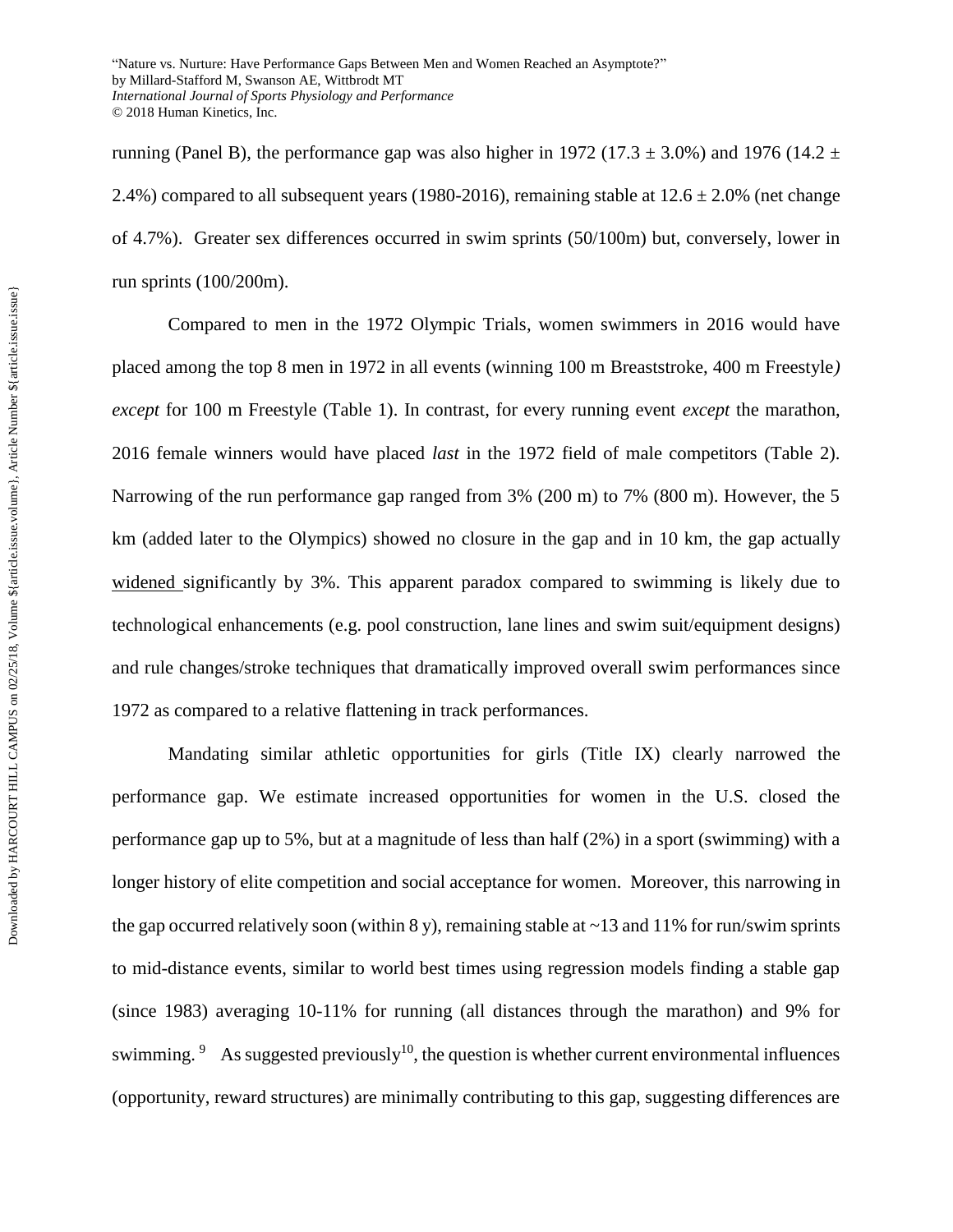running (Panel B), the performance gap was also higher in 1972 (17.3 ± 3.0%) and 1976 (14.2 ± 2.4%) compared to all subsequent years (1980-2016), remaining stable at 12.6 ± 2.0% (net change of 4.7%). Greater sex differences occurred in swim sprints (50/100m) but, conversely, lower in run sprints (100/200m).

Compared to men in the 1972 Olympic Trials, women swimmers in 2016 would have placed among the top 8 men in 1972 in all events (winning 100 m Breaststroke, 400 m Freestyle*)* *except* for 100 m Freestyle (Table 1). In contrast, for every running event *except* the marathon, 2016 female winners would have placed *last* in the 1972 field of male competitors (Table 2). Narrowing of the run performance gap ranged from 3% (200 m) to 7% (800 m). However, the 5 km (added later to the Olympics) showed no closure in the gap and in 10 km, the gap actually <u>widened</u> significantly by 3%. This apparent paradox compared to swimming is likely due to technological enhancements (e.g. pool construction, lane lines and swim suit/equipment designs) and rule changes/stroke techniques that dramatically improved overall swim performances since 1972 as compared to a relative flattening in track performances.

Mandating similar athletic opportunities for girls (Title IX) clearly narrowed the performance gap. We estimate increased opportunities for women in the U.S. closed the performance gap up to 5%, but at a magnitude of less than half (2%) in a sport (swimming) with a longer history of elite competition and social acceptance for women. Moreover, this narrowing in the gap occurred relatively soon (within 8 y), remaining stable at ~13 and 11% for run/swim sprints to mid-distance events, similar to world best times using regression models finding a stable gap (since 1983) averaging 10-11% for running (all distances through the marathon) and 9% for swimming.[9] As suggested previously[10], the question is whether current environmental influences (opportunity, reward structures) are minimally contributing to this gap, suggesting differences are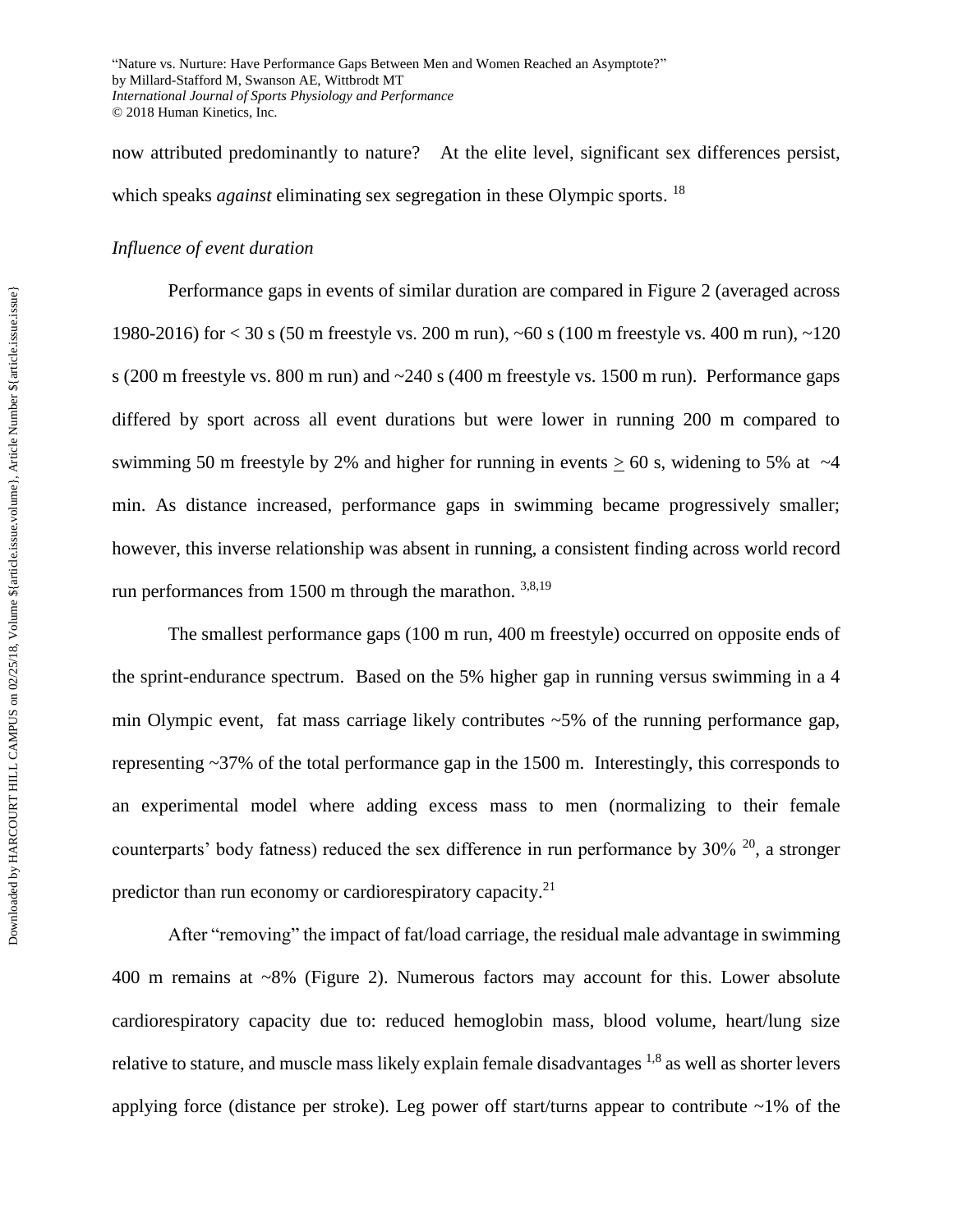now attributed predominantly to nature? At the elite level, significant sex differences persist, which speaks *against* eliminating sex segregation in these Olympic sports. [18]

*Influence of event duration*

Performance gaps in events of similar duration are compared in Figure 2 (averaged across 1980-2016) for < 30 s (50 m freestyle vs. 200 m run), ~60 s (100 m freestyle vs. 400 m run), ~120 s (200 m freestyle vs. 800 m run) and ~240 s (400 m freestyle vs. 1500 m run). Performance gaps differed by sport across all event durations but were lower in running 200 m compared to swimming 50 m freestyle by 2% and higher for running in events $\geq$ 60 s, widening to 5% at ~4 min. As distance increased, performance gaps in swimming became progressively smaller; however, this inverse relationship was absent in running, a consistent finding across world record run performances from 1500 m through the marathon. [3,8,19]

The smallest performance gaps (100 m run, 400 m freestyle) occurred on opposite ends of the sprint-endurance spectrum. Based on the 5% higher gap in running versus swimming in a 4 min Olympic event, fat mass carriage likely contributes ~5% of the running performance gap, representing ~37% of the total performance gap in the 1500 m. Interestingly, this corresponds to an experimental model where adding excess mass to men (normalizing to their female counterparts' body fatness) reduced the sex difference in run performance by 30% [20], a stronger predictor than run economy or cardiorespiratory capacity.[21]

After "removing" the impact of fat/load carriage, the residual male advantage in swimming 400 m remains at ~8% (Figure 2). Numerous factors may account for this. Lower absolute cardiorespiratory capacity due to: reduced hemoglobin mass, blood volume, heart/lung size relative to stature, and muscle mass likely explain female disadvantages [1,8] as well as shorter levers applying force (distance per stroke). Leg power off start/turns appear to contribute ~1% of the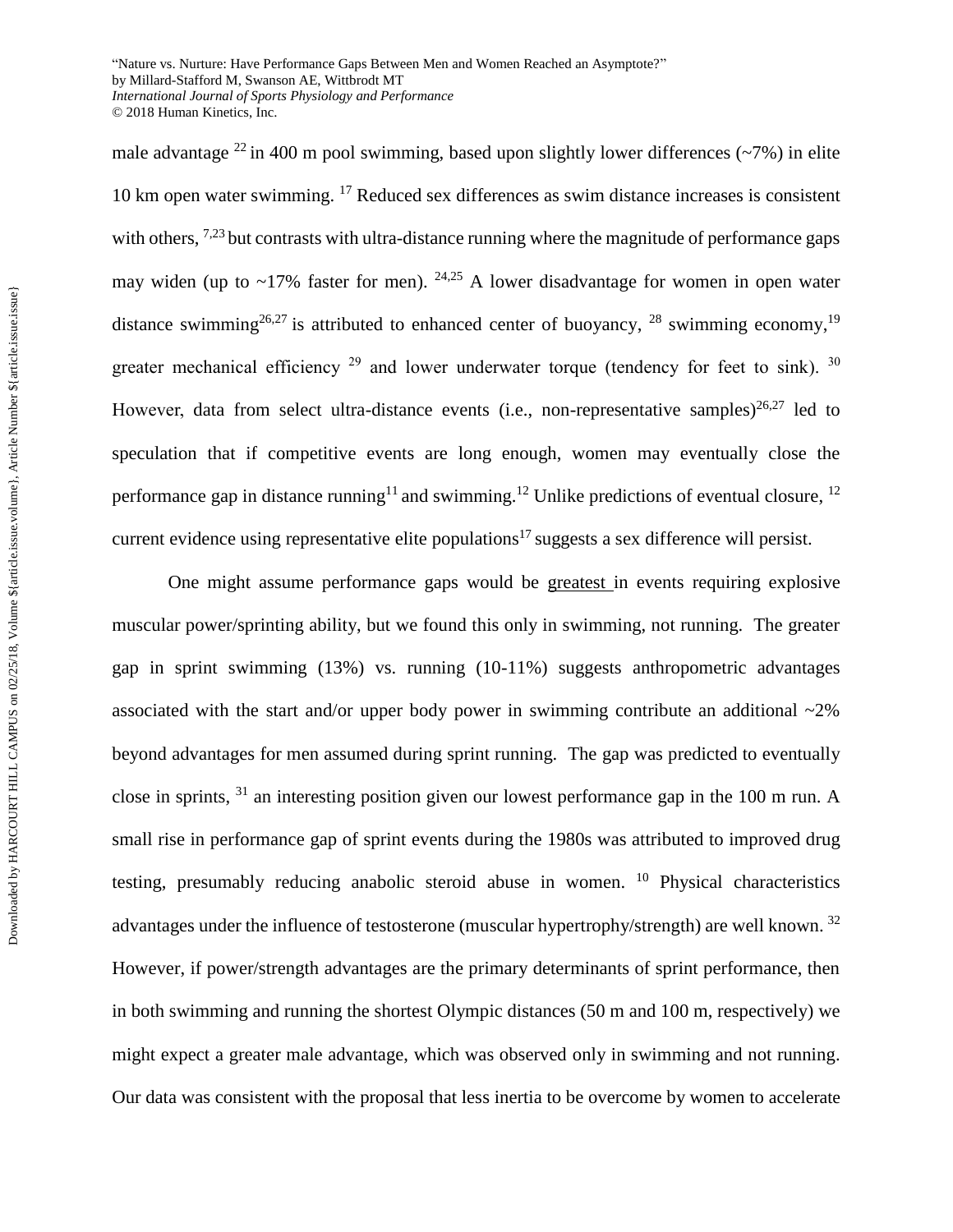male advantage [22] in 400 m pool swimming, based upon slightly lower differences (~7%) in elite 10 km open water swimming. [17] Reduced sex differences as swim distance increases is consistent with others, [7,23] but contrasts with ultra-distance running where the magnitude of performance gaps may widen (up to ~17% faster for men). [24,25] A lower disadvantage for women in open water distance swimming[26,27] is attributed to enhanced center of buoyancy, [28] swimming economy,[19] greater mechanical efficiency [29] and lower underwater torque (tendency for feet to sink). [30] However, data from select ultra-distance events (i.e., non-representative samples)[26,27] led to speculation that if competitive events are long enough, women may eventually close the performance gap in distance running[11] and swimming.[12] Unlike predictions of eventual closure, [12] current evidence using representative elite populations[17] suggests a sex difference will persist.

One might assume performance gaps would be greatest in events requiring explosive muscular power/sprinting ability, but we found this only in swimming, not running. The greater gap in sprint swimming (13%) vs. running (10-11%) suggests anthropometric advantages associated with the start and/or upper body power in swimming contribute an additional ~2% beyond advantages for men assumed during sprint running. The gap was predicted to eventually close in sprints, [31] an interesting position given our lowest performance gap in the 100 m run. A small rise in performance gap of sprint events during the 1980s was attributed to improved drug testing, presumably reducing anabolic steroid abuse in women. [10] Physical characteristics advantages under the influence of testosterone (muscular hypertrophy/strength) are well known. [32] However, if power/strength advantages are the primary determinants of sprint performance, then in both swimming and running the shortest Olympic distances (50 m and 100 m, respectively) we might expect a greater male advantage, which was observed only in swimming and not running. Our data was consistent with the proposal that less inertia to be overcome by women to accelerate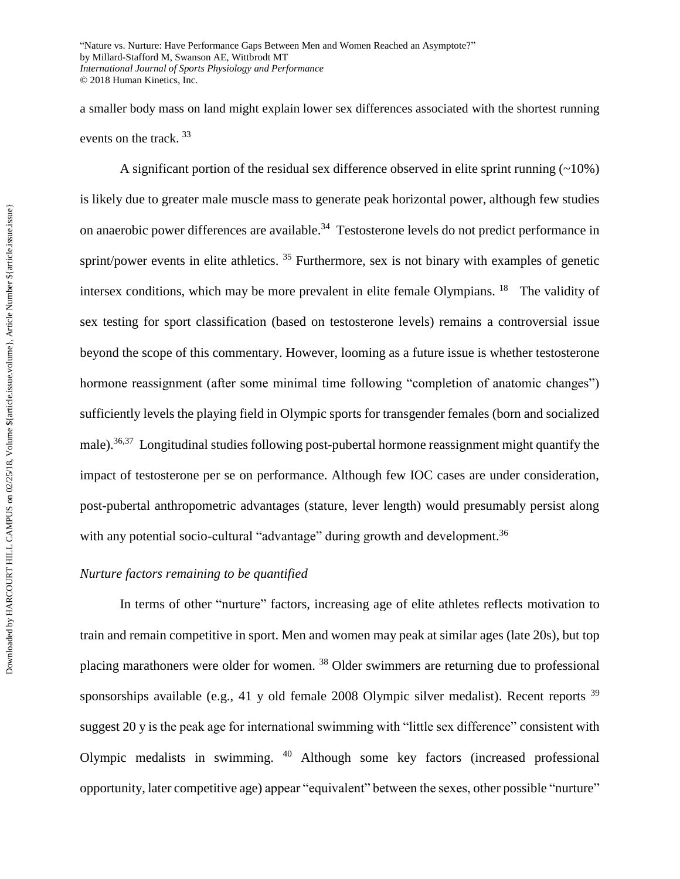a smaller body mass on land might explain lower sex differences associated with the shortest running events on the track. [33]

A significant portion of the residual sex difference observed in elite sprint running (~10%) is likely due to greater male muscle mass to generate peak horizontal power, although few studies on anaerobic power differences are available.[34] Testosterone levels do not predict performance in sprint/power events in elite athletics. [35] Furthermore, sex is not binary with examples of genetic intersex conditions, which may be more prevalent in elite female Olympians. [18] The validity of sex testing for sport classification (based on testosterone levels) remains a controversial issue beyond the scope of this commentary. However, looming as a future issue is whether testosterone hormone reassignment (after some minimal time following "completion of anatomic changes") sufficiently levels the playing field in Olympic sports for transgender females (born and socialized male).[36,37] Longitudinal studies following post-pubertal hormone reassignment might quantify the impact of testosterone per se on performance. Although few IOC cases are under consideration, post-pubertal anthropometric advantages (stature, lever length) would presumably persist along with any potential socio-cultural "advantage" during growth and development.[36]

*Nurture factors remaining to be quantified*

In terms of other "nurture" factors, increasing age of elite athletes reflects motivation to train and remain competitive in sport. Men and women may peak at similar ages (late 20s), but top placing marathoners were older for women. [38] Older swimmers are returning due to professional sponsorships available (e.g., 41 y old female 2008 Olympic silver medalist). Recent reports [39] suggest 20 y is the peak age for international swimming with "little sex difference" consistent with Olympic medalists in swimming. [40] Although some key factors (increased professional opportunity, later competitive age) appear "equivalent" between the sexes, other possible "nurture"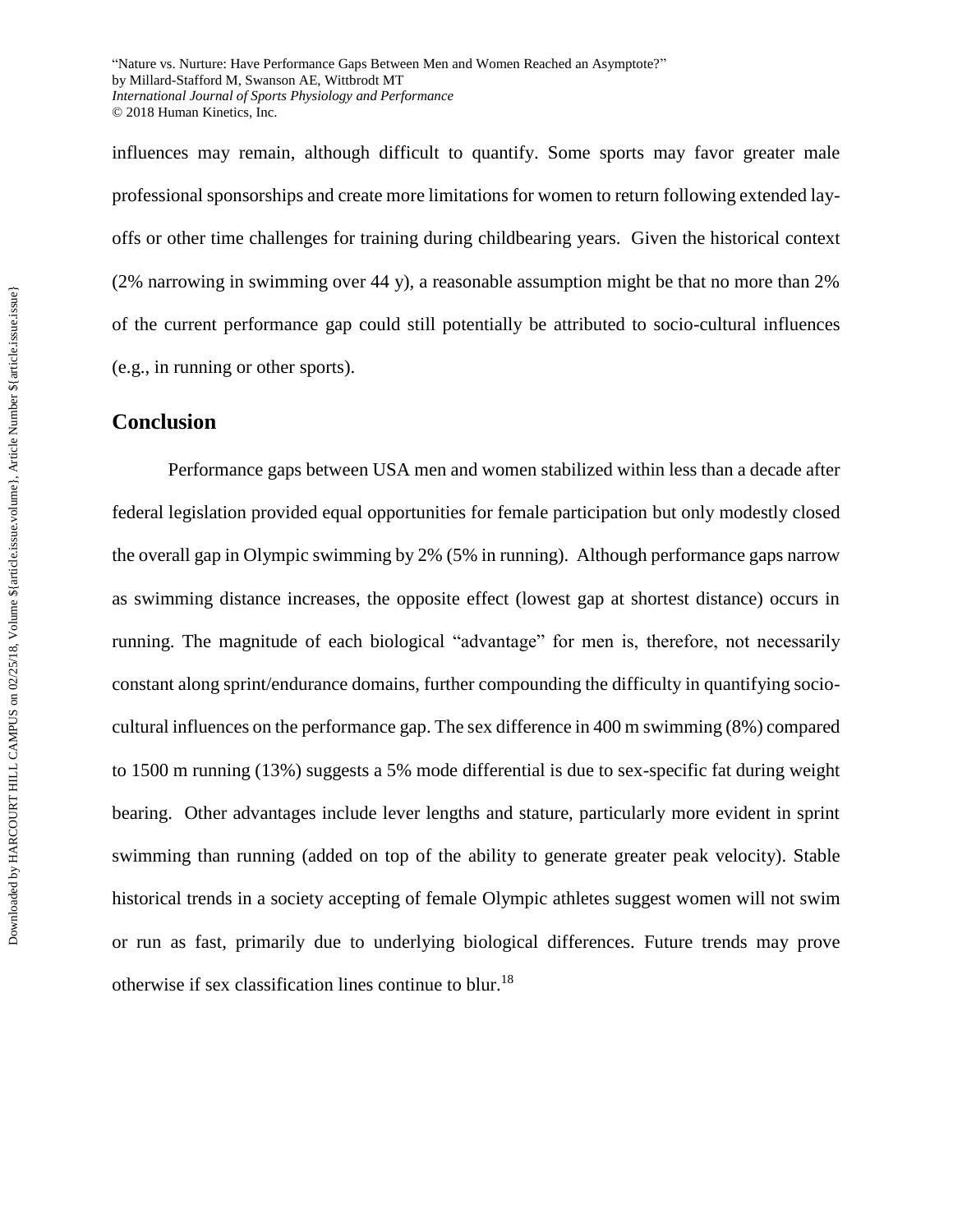influences may remain, although difficult to quantify. Some sports may favor greater male professional sponsorships and create more limitations for women to return following extended lay-offs or other time challenges for training during childbearing years. Given the historical context (2% narrowing in swimming over 44 y), a reasonable assumption might be that no more than 2% of the current performance gap could still potentially be attributed to socio-cultural influences (e.g., in running or other sports).

## Conclusion

Performance gaps between USA men and women stabilized within less than a decade after federal legislation provided equal opportunities for female participation but only modestly closed the overall gap in Olympic swimming by 2% (5% in running). Although performance gaps narrow as swimming distance increases, the opposite effect (lowest gap at shortest distance) occurs in running. The magnitude of each biological "advantage" for men is, therefore, not necessarily constant along sprint/endurance domains, further compounding the difficulty in quantifying socio-cultural influences on the performance gap. The sex difference in 400 m swimming (8%) compared to 1500 m running (13%) suggests a 5% mode differential is due to sex-specific fat during weight bearing. Other advantages include lever lengths and stature, particularly more evident in sprint swimming than running (added on top of the ability to generate greater peak velocity). Stable historical trends in a society accepting of female Olympic athletes suggest women will not swim or run as fast, primarily due to underlying biological differences. Future trends may prove otherwise if sex classification lines continue to blur.[18]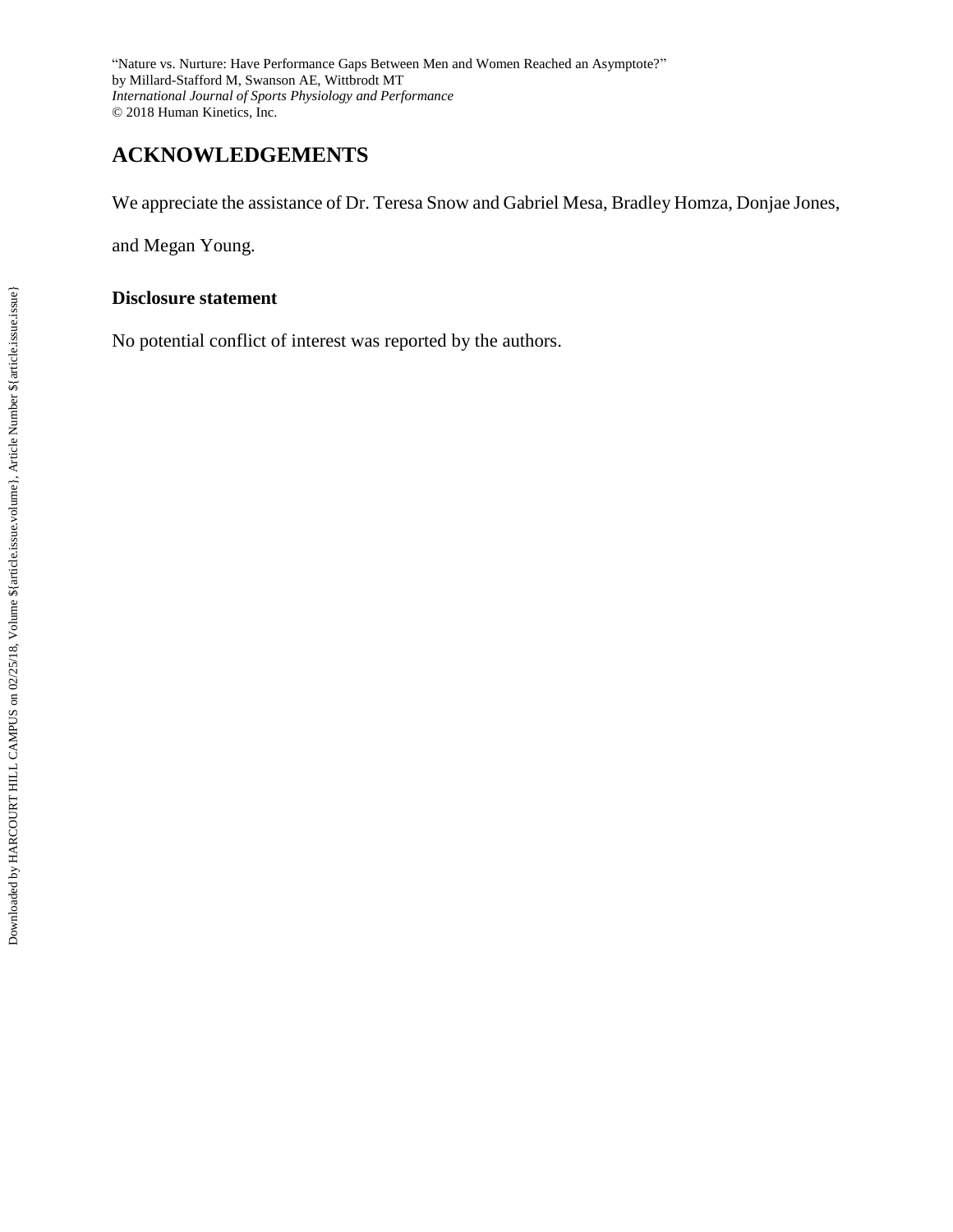## ACKNOWLEDGEMENTS

We appreciate the assistance of Dr. Teresa Snow and Gabriel Mesa, Bradley Homza, Donjae Jones, and Megan Young.

### Disclosure statement

No potential conflict of interest was reported by the authors.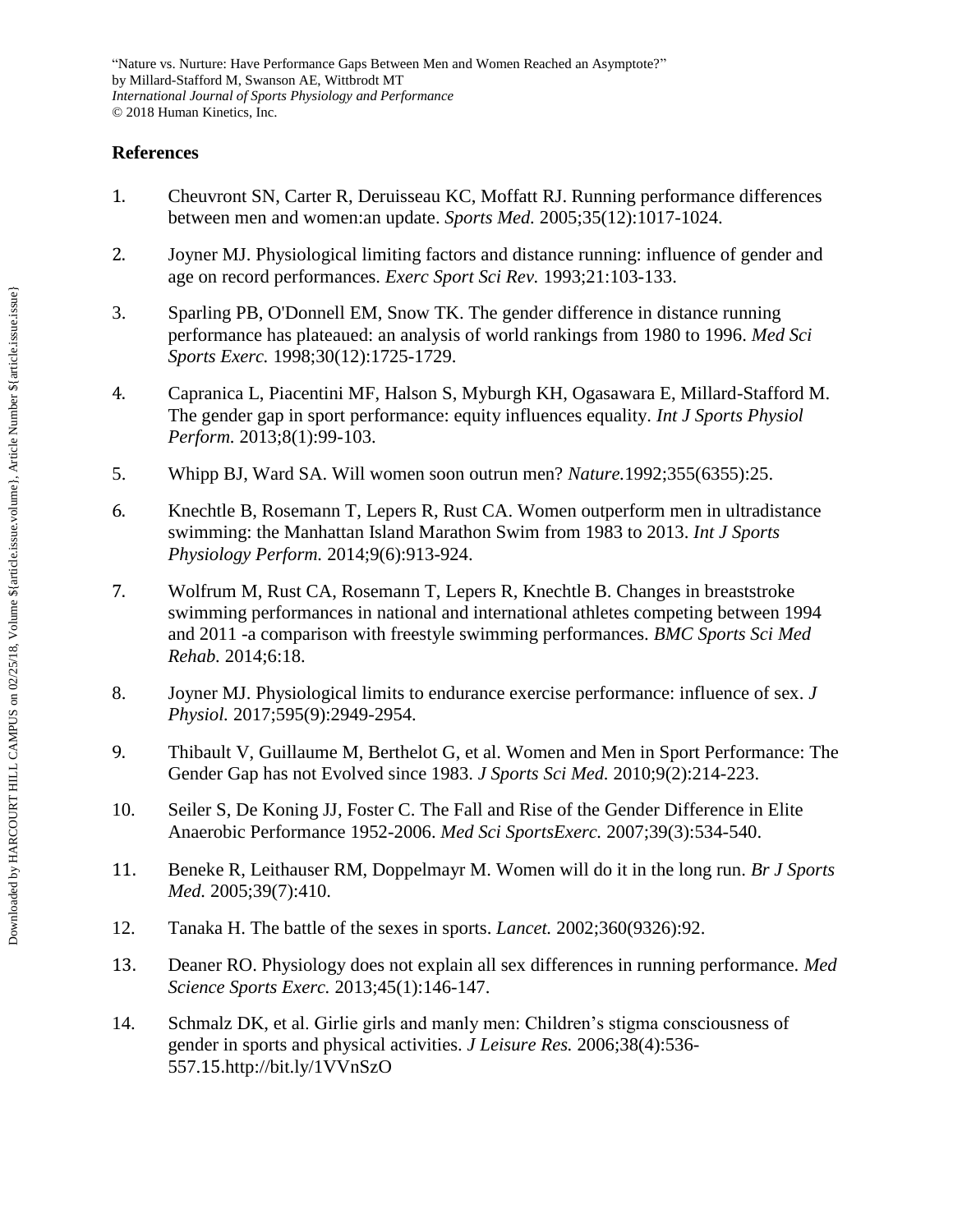## References

1. Cheuvront SN, Carter R, Deruisseau KC, Moffatt RJ. Running performance differences between men and women:an update. *Sports Med.* 2005;35(12):1017-1024.
2. Joyner MJ. Physiological limiting factors and distance running: influence of gender and age on record performances. *Exerc Sport Sci Rev.* 1993;21:103-133.
3. Sparling PB, O'Donnell EM, Snow TK. The gender difference in distance running performance has plateaued: an analysis of world rankings from 1980 to 1996. *Med Sci Sports Exerc.* 1998;30(12):1725-1729.
4. Capranica L, Piacentini MF, Halson S, Myburgh KH, Ogasawara E, Millard-Stafford M. The gender gap in sport performance: equity influences equality. *Int J Sports Physiol Perform.* 2013;8(1):99-103.
5. Whipp BJ, Ward SA. Will women soon outrun men? *Nature.*1992;355(6355):25.
6. Knechtle B, Rosemann T, Lepers R, Rust CA. Women outperform men in ultradistance swimming: the Manhattan Island Marathon Swim from 1983 to 2013. *Int J Sports Physiology Perform.* 2014;9(6):913-924.
7. Wolfrum M, Rust CA, Rosemann T, Lepers R, Knechtle B. Changes in breaststroke swimming performances in national and international athletes competing between 1994 and 2011 -a comparison with freestyle swimming performances. *BMC Sports Sci Med Rehab.* 2014;6:18.
8. Joyner MJ. Physiological limits to endurance exercise performance: influence of sex. *J Physiol.* 2017;595(9):2949-2954.
9. Thibault V, Guillaume M, Berthelot G, et al. Women and Men in Sport Performance: The Gender Gap has not Evolved since 1983. *J Sports Sci Med.* 2010;9(2):214-223.
10. Seiler S, De Koning JJ, Foster C. The Fall and Rise of the Gender Difference in Elite Anaerobic Performance 1952-2006. *Med Sci SportsExerc.* 2007;39(3):534-540.
11. Beneke R, Leithauser RM, Doppelmayr M. Women will do it in the long run. *Br J Sports Med.* 2005;39(7):410.
12. Tanaka H. The battle of the sexes in sports. *Lancet.* 2002;360(9326):92.
13. Deaner RO. Physiology does not explain all sex differences in running performance. *Med Science Sports Exerc.* 2013;45(1):146-147.
14. Schmalz DK, et al. Girlie girls and manly men: Children's stigma consciousness of gender in sports and physical activities. *J Leisure Res.* 2006;38(4):536-557.15.http://bit.ly/1VVnSzO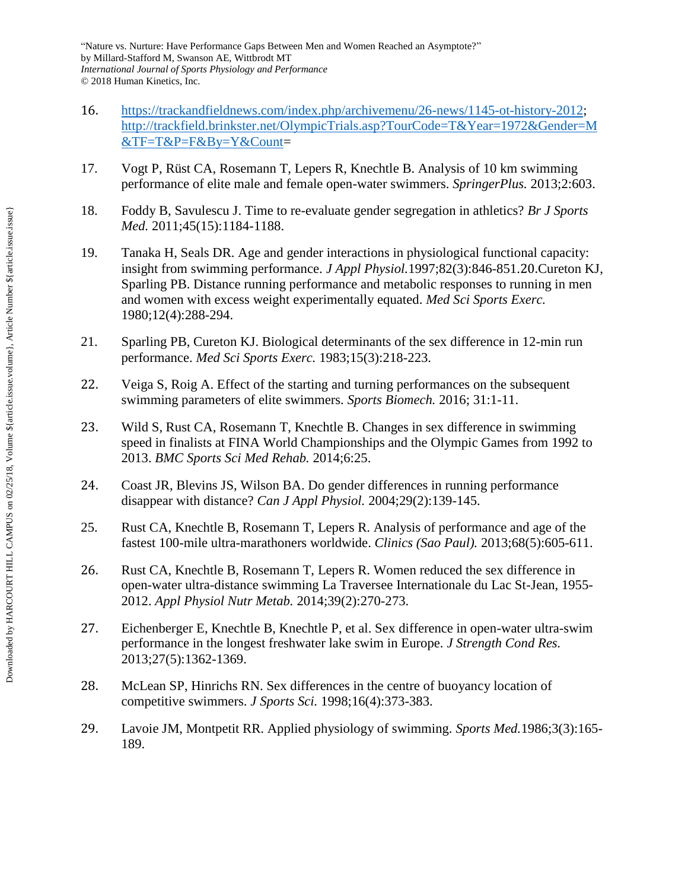16. https://trackandfieldnews.com/index.php/archivemenu/26-news/1145-ot-history-2012; http://trackfield.brinkster.net/OlympicTrials.asp?TourCode=T&Year=1972&Gender=M&TF=T&P=F&By=Y&Count=

17. Vogt P, Rüst CA, Rosemann T, Lepers R, Knechtle B. Analysis of 10 km swimming performance of elite male and female open-water swimmers. *SpringerPlus.* 2013;2:603.

18. Foddy B, Savulescu J. Time to re-evaluate gender segregation in athletics? *Br J Sports Med.* 2011;45(15):1184-1188.

19. Tanaka H, Seals DR. Age and gender interactions in physiological functional capacity: insight from swimming performance. *J Appl Physiol.*1997;82(3):846-851.20.Cureton KJ, Sparling PB. Distance running performance and metabolic responses to running in men and women with excess weight experimentally equated. *Med Sci Sports Exerc.* 1980;12(4):288-294.

21. Sparling PB, Cureton KJ. Biological determinants of the sex difference in 12-min run performance. *Med Sci Sports Exerc.* 1983;15(3):218-223.

22. Veiga S, Roig A. Effect of the starting and turning performances on the subsequent swimming parameters of elite swimmers. *Sports Biomech.* 2016; 31:1-11.

23. Wild S, Rust CA, Rosemann T, Knechtle B. Changes in sex difference in swimming speed in finalists at FINA World Championships and the Olympic Games from 1992 to 2013. *BMC Sports Sci Med Rehab.* 2014;6:25.

24. Coast JR, Blevins JS, Wilson BA. Do gender differences in running performance disappear with distance? *Can J Appl Physiol.* 2004;29(2):139-145.

25. Rust CA, Knechtle B, Rosemann T, Lepers R. Analysis of performance and age of the fastest 100-mile ultra-marathoners worldwide. *Clinics (Sao Paul).* 2013;68(5):605-611.

26. Rust CA, Knechtle B, Rosemann T, Lepers R. Women reduced the sex difference in open-water ultra-distance swimming La Traversee Internationale du Lac St-Jean, 1955-2012. *Appl Physiol Nutr Metab.* 2014;39(2):270-273.

27. Eichenberger E, Knechtle B, Knechtle P, et al. Sex difference in open-water ultra-swim performance in the longest freshwater lake swim in Europe. *J Strength Cond Res.* 2013;27(5):1362-1369.

28. McLean SP, Hinrichs RN. Sex differences in the centre of buoyancy location of competitive swimmers. *J Sports Sci.* 1998;16(4):373-383.

29. Lavoie JM, Montpetit RR. Applied physiology of swimming. *Sports Med.*1986;3(3):165-189.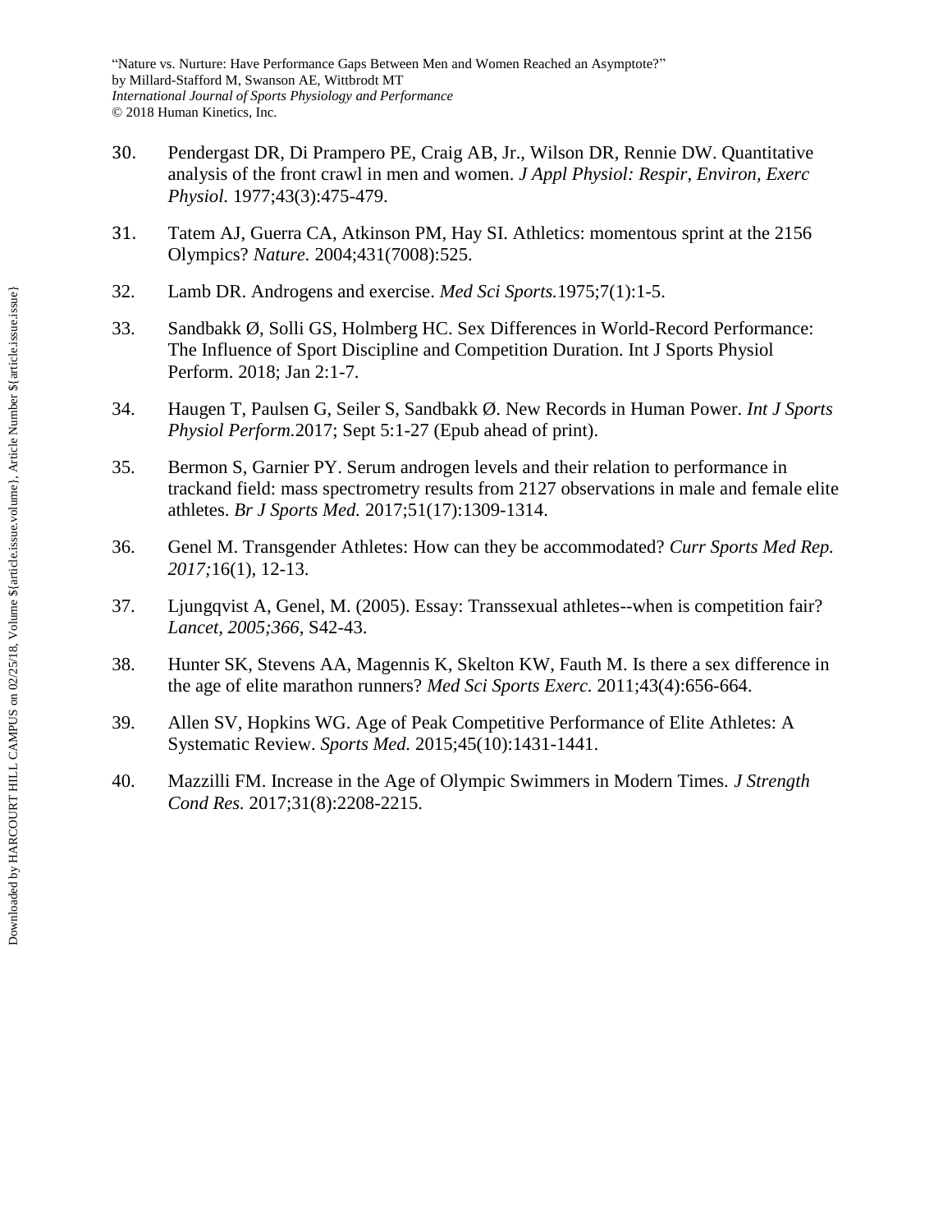30. Pendergast DR, Di Prampero PE, Craig AB, Jr., Wilson DR, Rennie DW. Quantitative analysis of the front crawl in men and women. *J Appl Physiol: Respir, Environ, Exerc Physiol.* 1977;43(3):475-479.

31. Tatem AJ, Guerra CA, Atkinson PM, Hay SI. Athletics: momentous sprint at the 2156 Olympics? *Nature.* 2004;431(7008):525.

32. Lamb DR. Androgens and exercise. *Med Sci Sports.*1975;7(1):1-5.

33. Sandbakk Ø, Solli GS, Holmberg HC. Sex Differences in World-Record Performance: The Influence of Sport Discipline and Competition Duration. Int J Sports Physiol Perform. 2018; Jan 2:1-7.

34. Haugen T, Paulsen G, Seiler S, Sandbakk Ø. New Records in Human Power. *Int J Sports Physiol Perform.*2017; Sept 5:1-27 (Epub ahead of print).

35. Bermon S, Garnier PY. Serum androgen levels and their relation to performance in trackand field: mass spectrometry results from 2127 observations in male and female elite athletes. *Br J Sports Med.* 2017;51(17):1309-1314.

36. Genel M. Transgender Athletes: How can they be accommodated? *Curr Sports Med Rep. 2017;*16(1), 12-13.

37. Ljungqvist A, Genel, M. (2005). Essay: Transsexual athletes--when is competition fair? *Lancet, 2005;366*, S42-43.

38. Hunter SK, Stevens AA, Magennis K, Skelton KW, Fauth M. Is there a sex difference in the age of elite marathon runners? *Med Sci Sports Exerc.* 2011;43(4):656-664.

39. Allen SV, Hopkins WG. Age of Peak Competitive Performance of Elite Athletes: A Systematic Review. *Sports Med.* 2015;45(10):1431-1441.

40. Mazzilli FM. Increase in the Age of Olympic Swimmers in Modern Times. *J Strength Cond Res.* 2017;31(8):2208-2215.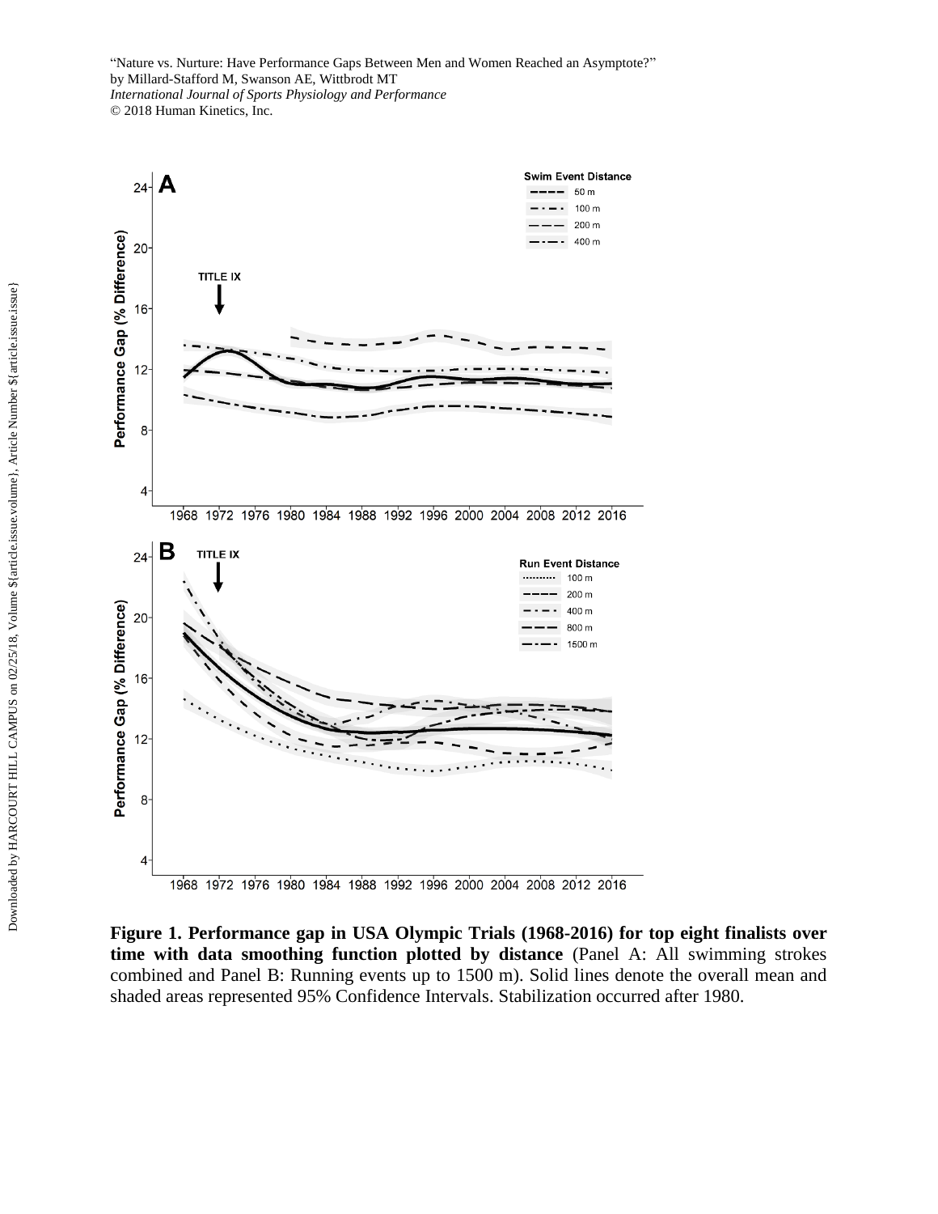**Figure 1. Performance gap in USA Olympic Trials (1968-2016) for top eight finalists over time with data smoothing function plotted by distance** (Panel A: All swimming strokes combined and Panel B: Running events up to 1500 m). Solid lines denote the overall mean and shaded areas represented 95% Confidence Intervals. Stabilization occurred after 1980.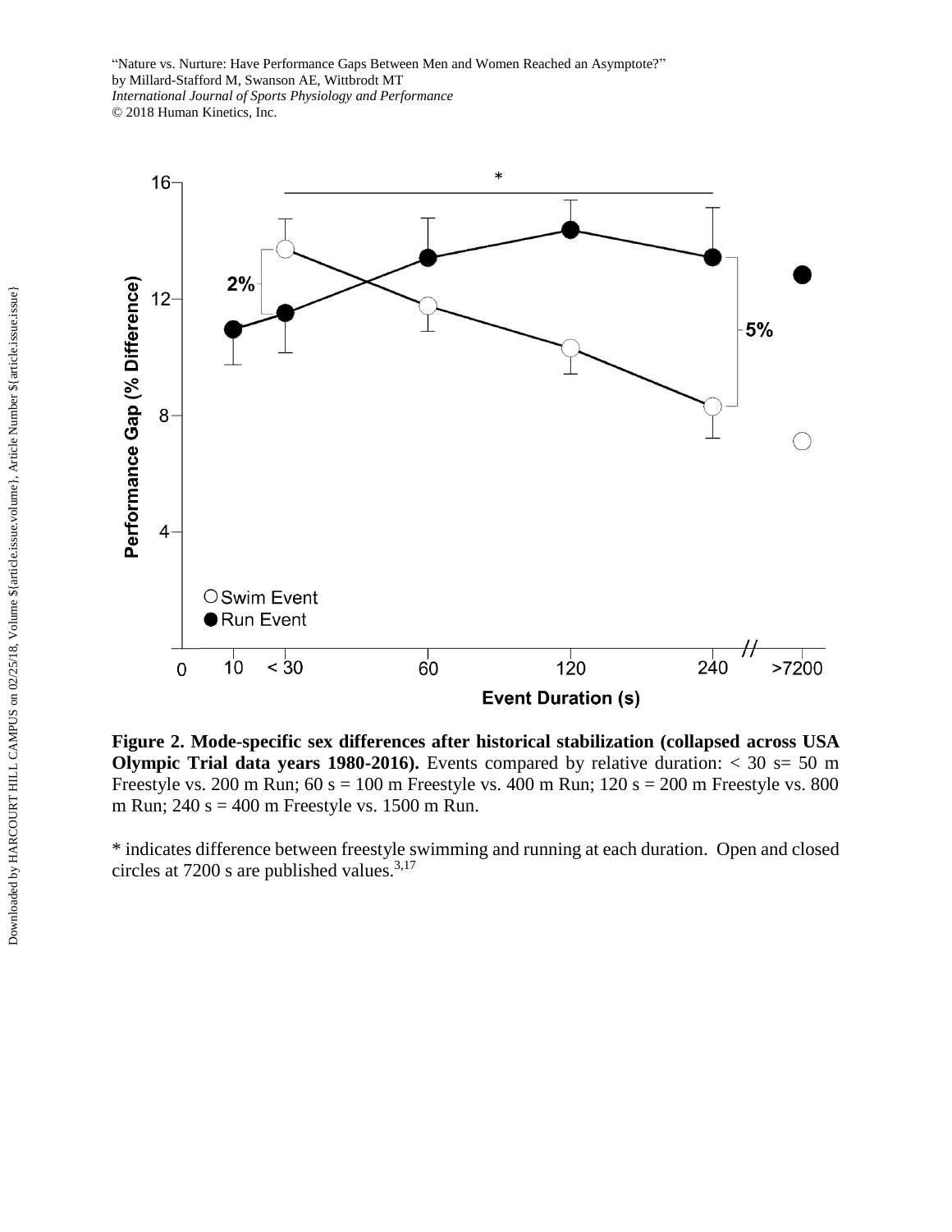**Figure 2. Mode-specific sex differences after historical stabilization (collapsed across USA Olympic Trial data years 1980-2016).** Events compared by relative duration: < 30 s= 50 m Freestyle vs. 200 m Run; 60 s = 100 m Freestyle vs. 400 m Run; 120 s = 200 m Freestyle vs. 800 m Run; 240 s = 400 m Freestyle vs. 1500 m Run.

* indicates difference between freestyle swimming and running at each duration. Open and closed circles at 7200 s are published values.[3,17]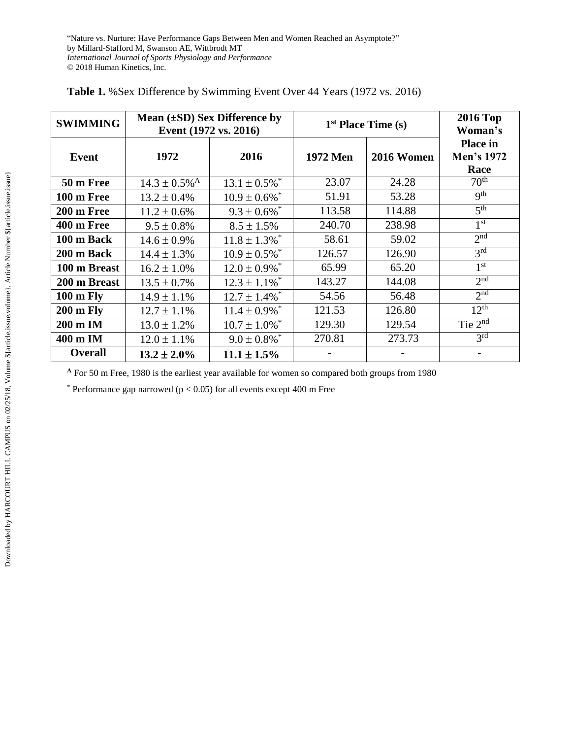"Nature vs. Nurture: Have Performance Gaps Between Men and Women Reached an Asymptote?"
by Millard-Stafford M, Swanson AE, Wittbrodt MT
*International Journal of Sports Physiology and Performance*
© 2018 Human Kinetics, Inc.

**Table 1.** %Sex Difference by Swimming Event Over 44 Years (1972 vs. 2016)

| SWIMMING | Mean (±SD) Sex Difference by Event (1972 vs. 2016) | | 1st Place Time (s) | | 2016 Top Woman's |
|---|---|---|---|---|---|
| **Event** | **1972** | **2016** | **1972 Men** | **2016 Women** | **Place in Men's 1972 Race** |
| **50 m Free** | 14.3 ± 0.5%[A] | 13.1 ± 0.5%* | 23.07 | 24.28 | 70th |
| **100 m Free** | 13.2 ± 0.4% | 10.9 ± 0.6%* | 51.91 | 53.28 | 9th |
| **200 m Free** | 11.2 ± 0.6% | 9.3 ± 0.6%* | 113.58 | 114.88 | 5th |
| **400 m Free** | 9.5 ± 0.8% | 8.5 ± 1.5% | 240.70 | 238.98 | 1st |
| **100 m Back** | 14.6 ± 0.9% | 11.8 ± 1.3%* | 58.61 | 59.02 | 2nd |
| **200 m Back** | 14.4 ± 1.3% | 10.9 ± 0.5%* | 126.57 | 126.90 | 3rd |
| **100 m Breast** | 16.2 ± 1.0% | 12.0 ± 0.9%* | 65.99 | 65.20 | 1st |
| **200 m Breast** | 13.5 ± 0.7% | 12.3 ± 1.1%* | 143.27 | 144.08 | 2nd |
| **100 m Fly** | 14.9 ± 1.1% | 12.7 ± 1.4%* | 54.56 | 56.48 | 2nd |
| **200 m Fly** | 12.7 ± 1.1% | 11.4 ± 0.9%* | 121.53 | 126.80 | 12th |
| **200 m IM** | 13.0 ± 1.2% | 10.7 ± 1.0%* | 129.30 | 129.54 | Tie 2nd |
| **400 m IM** | 12.0 ± 1.1% | 9.0 ± 0.8%* | 270.81 | 273.73 | 3rd |
| **Overall** | **13.2 ± 2.0%** | **11.1 ± 1.5%** | - | - | - |

[A] For 50 m Free, 1980 is the earliest year available for women so compared both groups from 1980

* Performance gap narrowed ($p < 0.05$) for all events except 400 m Free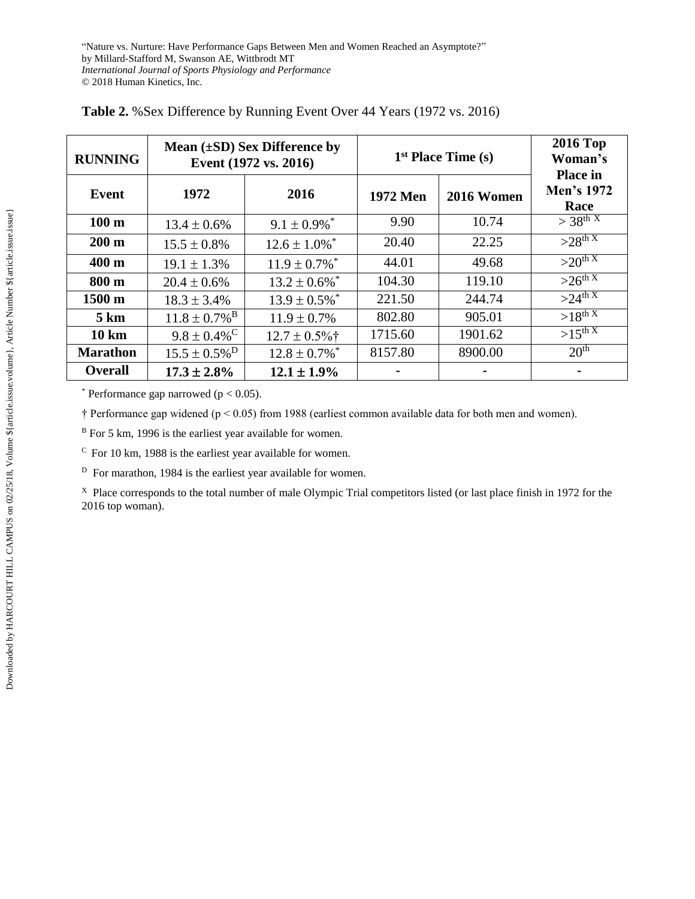"Nature vs. Nurture: Have Performance Gaps Between Men and Women Reached an Asymptote?"
by Millard-Stafford M, Swanson AE, Wittbrodt MT
*International Journal of Sports Physiology and Performance*
© 2018 Human Kinetics, Inc.

**Table 2.** %Sex Difference by Running Event Over 44 Years (1972 vs. 2016)

| RUNNING | Mean (±SD) Sex Difference by Event (1972 vs. 2016) | | 1st Place Time (s) | | 2016 Top Woman's Place in Men's 1972 Race |
|---|---|---|---|---|---|
| **Event** | **1972** | **2016** | **1972 Men** | **2016 Women** | |
| **100 m** | 13.4 ± 0.6% | 9.1 ± 0.9%* | 9.90 | 10.74 | > 38th [X] |
| **200 m** | 15.5 ± 0.8% | 12.6 ± 1.0%* | 20.40 | 22.25 | >28th [X] |
| **400 m** | 19.1 ± 1.3% | 11.9 ± 0.7%* | 44.01 | 49.68 | >20th [X] |
| **800 m** | 20.4 ± 0.6% | 13.2 ± 0.6%* | 104.30 | 119.10 | >26th [X] |
| **1500 m** | 18.3 ± 3.4% | 13.9 ± 0.5%* | 221.50 | 244.74 | >24th [X] |
| **5 km** | 11.8 ± 0.7%[B] | 11.9 ± 0.7% | 802.80 | 905.01 | >18th [X] |
| **10 km** | 9.8 ± 0.4%[C] | 12.7 ± 0.5%† | 1715.60 | 1901.62 | >15th [X] |
| **Marathon** | 15.5 ± 0.5%[D] | 12.8 ± 0.7%* | 8157.80 | 8900.00 | 20th |
| **Overall** | **17.3 ± 2.8%** | **12.1 ± 1.9%** | - | - | - |

\* Performance gap narrowed ($p < 0.05$).

† Performance gap widened ($p < 0.05$) from 1988 (earliest common available data for both men and women).

[B] For 5 km, 1996 is the earliest year available for women.

[C] For 10 km, 1988 is the earliest year available for women.

[D] For marathon, 1984 is the earliest year available for women.

[X] Place corresponds to the total number of male Olympic Trial competitors listed (or last place finish in 1972 for the 2016 top woman).